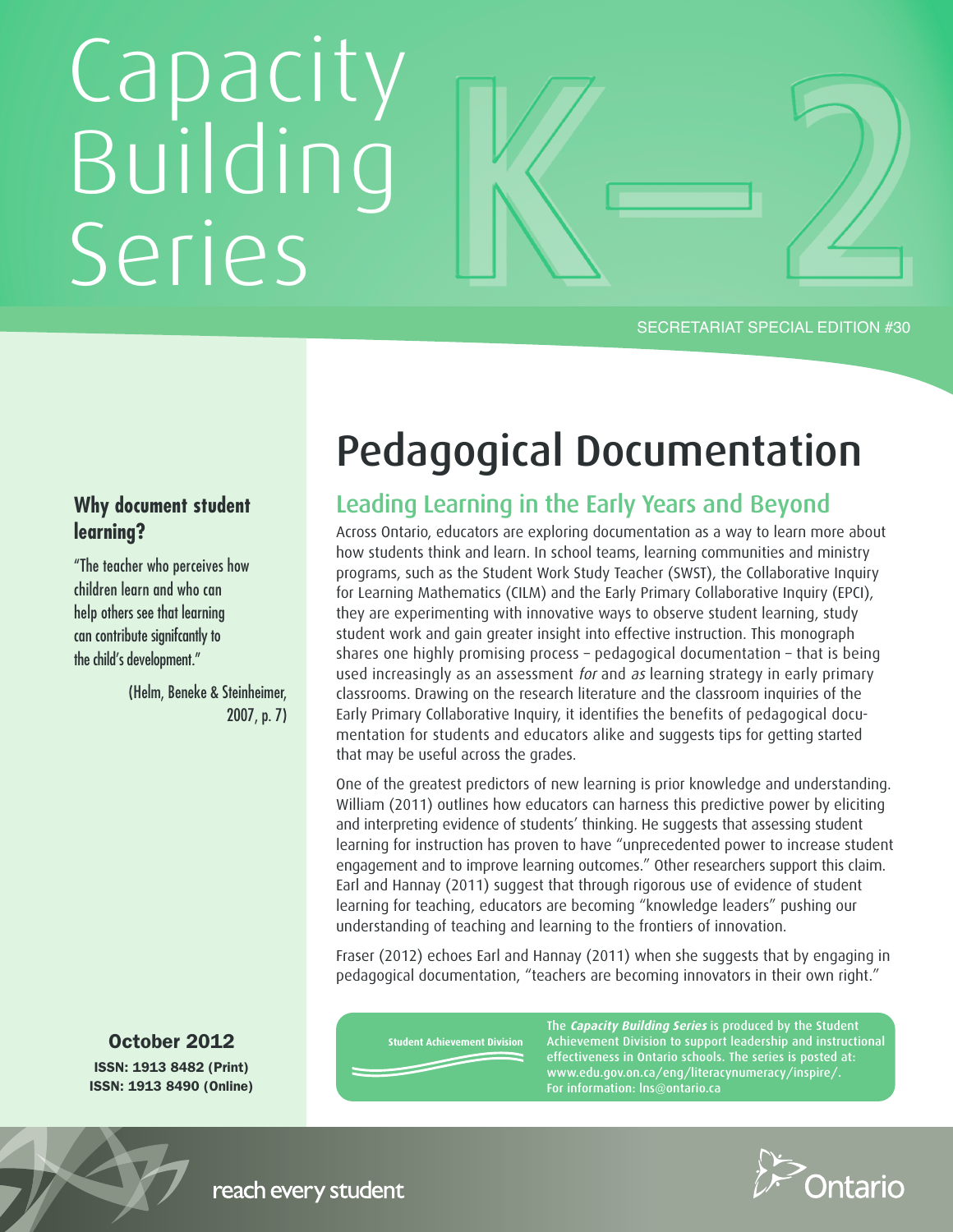# Capacity Building Series

# K–2

SECRETARIAT SPECIAL EDITION #30

**Why document student learning?**

"The teacher who perceives how children learn and who can help others see that learning can contribute significantly to the child's development."

(Helm, Beneke & Steinheimer, 2007, p. 7)

**October 2012**

**ISSN: 1913 8482 (Print)**
**ISSN: 1913 8490 (Online)**

# Pedagogical Documentation

## Leading Learning in the Early Years and Beyond

Across Ontario, educators are exploring documentation as a way to learn more about how students think and learn. In school teams, learning communities and ministry programs, such as the Student Work Study Teacher (SWST), the Collaborative Inquiry for Learning Mathematics (CILM) and the Early Primary Collaborative Inquiry (EPCI), they are experimenting with innovative ways to observe student learning, study student work and gain greater insight into effective instruction. This monograph shares one highly promising process – pedagogical documentation – that is being used increasingly as an assessment *for* and *as* learning strategy in early primary classrooms. Drawing on the research literature and the classroom inquiries of the Early Primary Collaborative Inquiry, it identifies the benefits of pedagogical documentation for students and educators alike and suggests tips for getting started that may be useful across the grades.

One of the greatest predictors of new learning is prior knowledge and understanding. William (2011) outlines how educators can harness this predictive power by eliciting and interpreting evidence of students' thinking. He suggests that assessing student learning for instruction has proven to have "unprecedented power to increase student engagement and to improve learning outcomes." Other researchers support this claim. Earl and Hannay (2011) suggest that through rigorous use of evidence of student learning for teaching, educators are becoming "knowledge leaders" pushing our understanding of teaching and learning to the frontiers of innovation.

Fraser (2012) echoes Earl and Hannay (2011) when she suggests that by engaging in pedagogical documentation, "teachers are becoming innovators in their own right."

Student Achievement Division

The ***Capacity Building Series*** is produced by the Student Achievement Division to support leadership and instructional effectiveness in Ontario schools. The series is posted at: www.edu.gov.on.ca/eng/literacynumeracy/inspire/. For information: lns@ontario.ca

reach every student

Ontario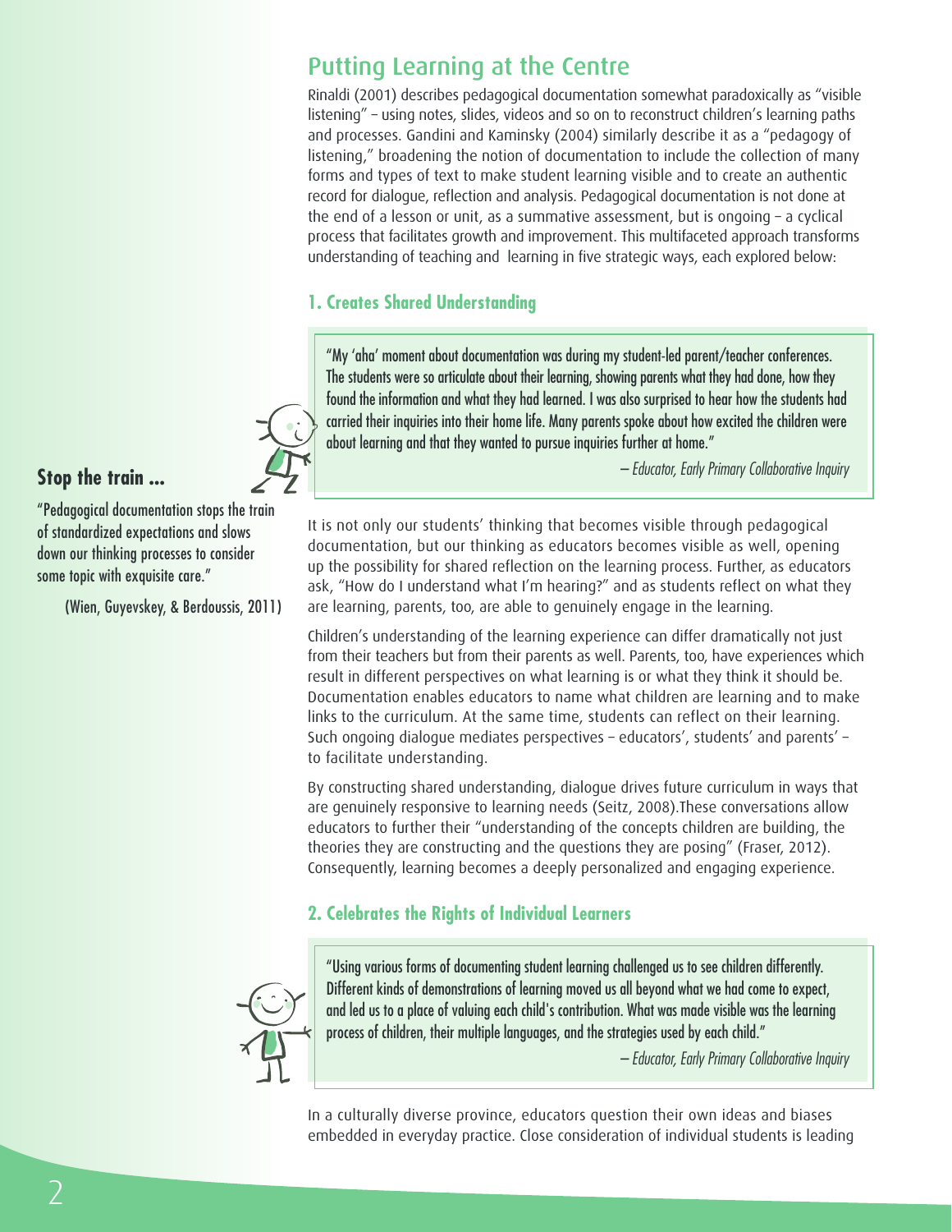## Putting Learning at the Centre

Rinaldi (2001) describes pedagogical documentation somewhat paradoxically as "visible listening" – using notes, slides, videos and so on to reconstruct children's learning paths and processes. Gandini and Kaminsky (2004) similarly describe it as a "pedagogy of listening," broadening the notion of documentation to include the collection of many forms and types of text to make student learning visible and to create an authentic record for dialogue, reflection and analysis. Pedagogical documentation is not done at the end of a lesson or unit, as a summative assessment, but is ongoing – a cyclical process that facilitates growth and improvement. This multifaceted approach transforms understanding of teaching and learning in five strategic ways, each explored below:

### 1. Creates Shared Understanding

> "My 'aha' moment about documentation was during my student-led parent/teacher conferences. The students were so articulate about their learning, showing parents what they had done, how they found the information and what they had learned. I was also surprised to hear how the students had carried their inquiries into their home life. Many parents spoke about how excited the children were about learning and that they wanted to pursue inquiries further at home."
>
> *– Educator, Early Primary Collaborative Inquiry*

**Stop the train ...**

"Pedagogical documentation stops the train of standardized expectations and slows down our thinking processes to consider some topic with exquisite care."

(Wien, Guyevskey, & Berdoussis, 2011)

It is not only our students' thinking that becomes visible through pedagogical documentation, but our thinking as educators becomes visible as well, opening up the possibility for shared reflection on the learning process. Further, as educators ask, "How do I understand what I'm hearing?" and as students reflect on what they are learning, parents, too, are able to genuinely engage in the learning.

Children's understanding of the learning experience can differ dramatically not just from their teachers but from their parents as well. Parents, too, have experiences which result in different perspectives on what learning is or what they think it should be. Documentation enables educators to name what children are learning and to make links to the curriculum. At the same time, students can reflect on their learning. Such ongoing dialogue mediates perspectives – educators', students' and parents' – to facilitate understanding.

By constructing shared understanding, dialogue drives future curriculum in ways that are genuinely responsive to learning needs (Seitz, 2008).These conversations allow educators to further their "understanding of the concepts children are building, the theories they are constructing and the questions they are posing" (Fraser, 2012). Consequently, learning becomes a deeply personalized and engaging experience.

### 2. Celebrates the Rights of Individual Learners

> "Using various forms of documenting student learning challenged us to see children differently. Different kinds of demonstrations of learning moved us all beyond what we had come to expect, and led us to a place of valuing each child's contribution. What was made visible was the learning process of children, their multiple languages, and the strategies used by each child."
>
> *– Educator, Early Primary Collaborative Inquiry*

In a culturally diverse province, educators question their own ideas and biases embedded in everyday practice. Close consideration of individual students is leading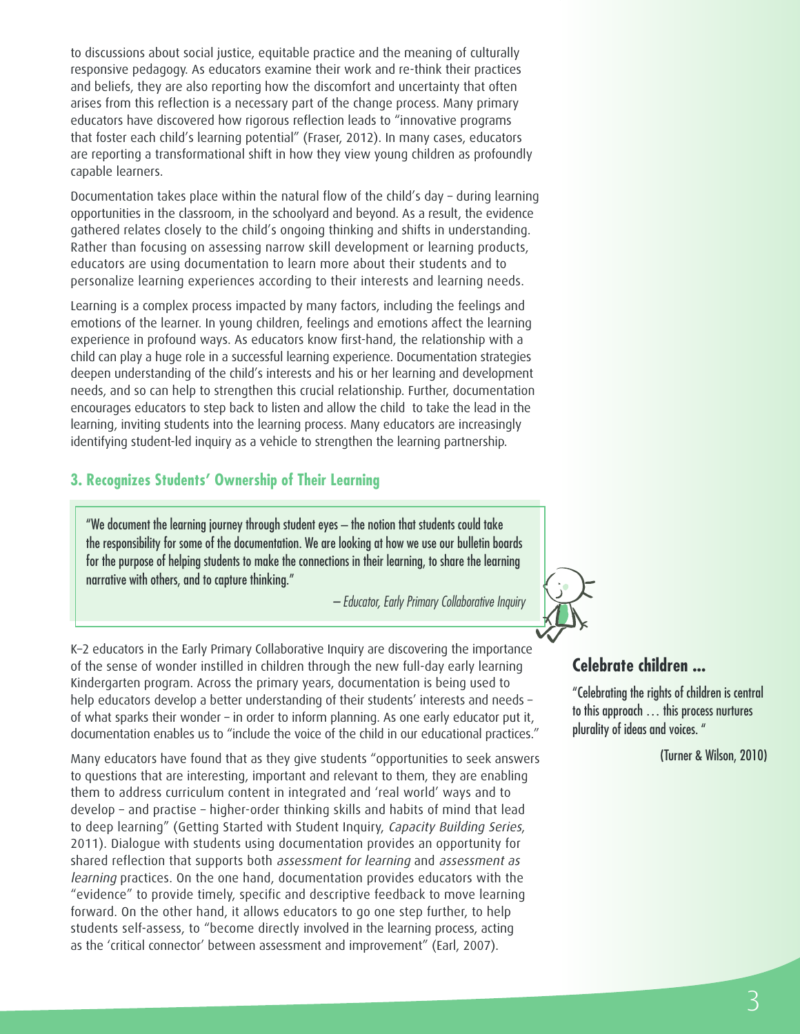to discussions about social justice, equitable practice and the meaning of culturally responsive pedagogy. As educators examine their work and re-think their practices and beliefs, they are also reporting how the discomfort and uncertainty that often arises from this reflection is a necessary part of the change process. Many primary educators have discovered how rigorous reflection leads to "innovative programs that foster each child's learning potential" (Fraser, 2012). In many cases, educators are reporting a transformational shift in how they view young children as profoundly capable learners.

Documentation takes place within the natural flow of the child's day – during learning opportunities in the classroom, in the schoolyard and beyond. As a result, the evidence gathered relates closely to the child's ongoing thinking and shifts in understanding. Rather than focusing on assessing narrow skill development or learning products, educators are using documentation to learn more about their students and to personalize learning experiences according to their interests and learning needs.

Learning is a complex process impacted by many factors, including the feelings and emotions of the learner. In young children, feelings and emotions affect the learning experience in profound ways. As educators know first-hand, the relationship with a child can play a huge role in a successful learning experience. Documentation strategies deepen understanding of the child's interests and his or her learning and development needs, and so can help to strengthen this crucial relationship. Further, documentation encourages educators to step back to listen and allow the child to take the lead in the learning, inviting students into the learning process. Many educators are increasingly identifying student-led inquiry as a vehicle to strengthen the learning partnership.

### 3. Recognizes Students' Ownership of Their Learning

> "We document the learning journey through student eyes – the notion that students could take the responsibility for some of the documentation. We are looking at how we use our bulletin boards for the purpose of helping students to make the connections in their learning, to share the learning narrative with others, and to capture thinking."
>
> – *Educator, Early Primary Collaborative Inquiry*

K–2 educators in the Early Primary Collaborative Inquiry are discovering the importance of the sense of wonder instilled in children through the new full-day early learning Kindergarten program. Across the primary years, documentation is being used to help educators develop a better understanding of their students' interests and needs – of what sparks their wonder – in order to inform planning. As one early educator put it, documentation enables us to "include the voice of the child in our educational practices."

Many educators have found that as they give students "opportunities to seek answers to questions that are interesting, important and relevant to them, they are enabling them to address curriculum content in integrated and 'real world' ways and to develop – and practise – higher-order thinking skills and habits of mind that lead to deep learning" (Getting Started with Student Inquiry, *Capacity Building Series*, 2011). Dialogue with students using documentation provides an opportunity for shared reflection that supports both *assessment for learning* and *assessment as learning* practices. On the one hand, documentation provides educators with the "evidence" to provide timely, specific and descriptive feedback to move learning forward. On the other hand, it allows educators to go one step further, to help students self-assess, to "become directly involved in the learning process, acting as the 'critical connector' between assessment and improvement" (Earl, 2007).

### Celebrate children ...

"Celebrating the rights of children is central to this approach … this process nurtures plurality of ideas and voices."

(Turner & Wilson, 2010)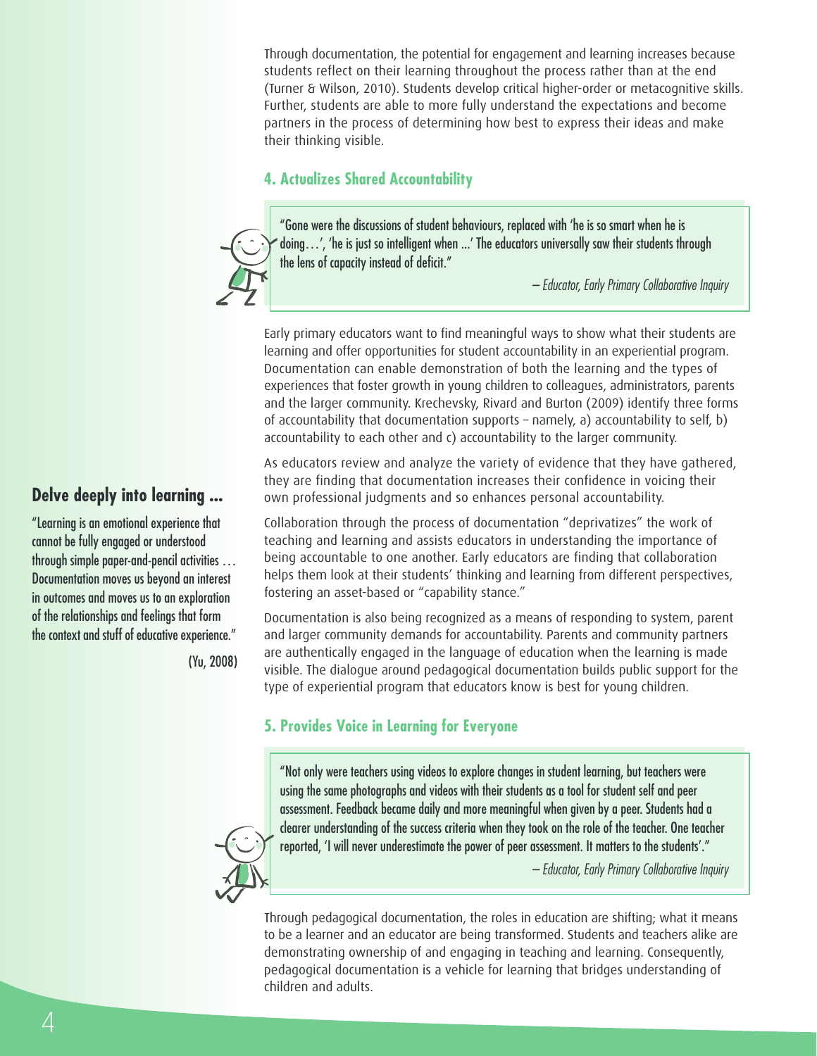Through documentation, the potential for engagement and learning increases because students reflect on their learning throughout the process rather than at the end (Turner & Wilson, 2010). Students develop critical higher-order or metacognitive skills. Further, students are able to more fully understand the expectations and become partners in the process of determining how best to express their ideas and make their thinking visible.

### 4. Actualizes Shared Accountability

> "Gone were the discussions of student behaviours, replaced with 'he is so smart when he is doing…', 'he is just so intelligent when ...' The educators universally saw their students through the lens of capacity instead of deficit."
>
> *– Educator, Early Primary Collaborative Inquiry*

Early primary educators want to find meaningful ways to show what their students are learning and offer opportunities for student accountability in an experiential program. Documentation can enable demonstration of both the learning and the types of experiences that foster growth in young children to colleagues, administrators, parents and the larger community. Krechevsky, Rivard and Burton (2009) identify three forms of accountability that documentation supports – namely, a) accountability to self, b) accountability to each other and c) accountability to the larger community.

As educators review and analyze the variety of evidence that they have gathered, they are finding that documentation increases their confidence in voicing their own professional judgments and so enhances personal accountability.

Collaboration through the process of documentation "deprivatizes" the work of teaching and learning and assists educators in understanding the importance of being accountable to one another. Early educators are finding that collaboration helps them look at their students' thinking and learning from different perspectives, fostering an asset-based or "capability stance."

Documentation is also being recognized as a means of responding to system, parent and larger community demands for accountability. Parents and community partners are authentically engaged in the language of education when the learning is made visible. The dialogue around pedagogical documentation builds public support for the type of experiential program that educators know is best for young children.

### Delve deeply into learning ...

"Learning is an emotional experience that cannot be fully engaged or understood through simple paper-and-pencil activities … Documentation moves us beyond an interest in outcomes and moves us to an exploration of the relationships and feelings that form the context and stuff of educative experience."

(Yu, 2008)

### 5. Provides Voice in Learning for Everyone

> "Not only were teachers using videos to explore changes in student learning, but teachers were using the same photographs and videos with their students as a tool for student self and peer assessment. Feedback became daily and more meaningful when given by a peer. Students had a clearer understanding of the success criteria when they took on the role of the teacher. One teacher reported, 'I will never underestimate the power of peer assessment. It matters to the students'."
>
> *– Educator, Early Primary Collaborative Inquiry*

Through pedagogical documentation, the roles in education are shifting; what it means to be a learner and an educator are being transformed. Students and teachers alike are demonstrating ownership of and engaging in teaching and learning. Consequently, pedagogical documentation is a vehicle for learning that bridges understanding of children and adults.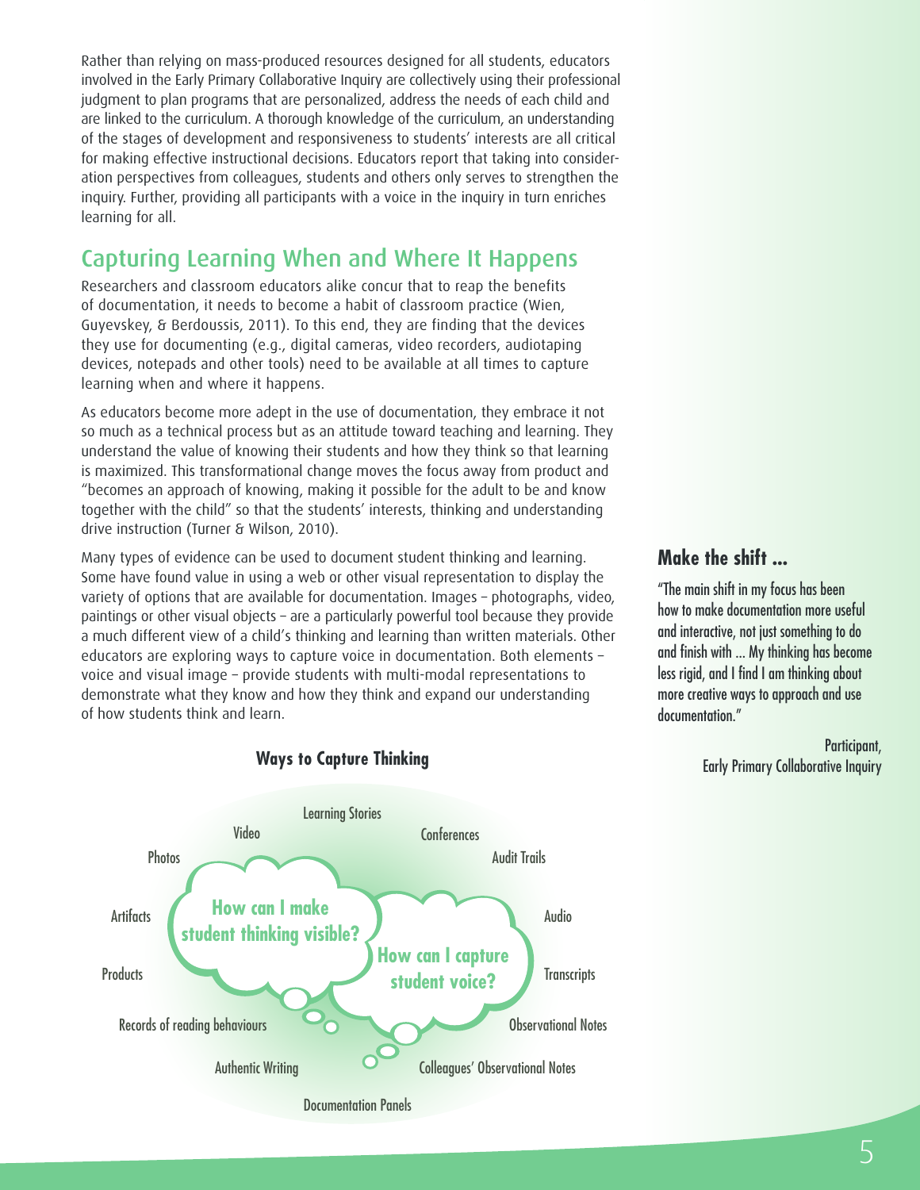Rather than relying on mass-produced resources designed for all students, educators involved in the Early Primary Collaborative Inquiry are collectively using their professional judgment to plan programs that are personalized, address the needs of each child and are linked to the curriculum. A thorough knowledge of the curriculum, an understanding of the stages of development and responsiveness to students' interests are all critical for making effective instructional decisions. Educators report that taking into consideration perspectives from colleagues, students and others only serves to strengthen the inquiry. Further, providing all participants with a voice in the inquiry in turn enriches learning for all.

## Capturing Learning When and Where It Happens

Researchers and classroom educators alike concur that to reap the benefits of documentation, it needs to become a habit of classroom practice (Wien, Guyevskey, & Berdoussis, 2011). To this end, they are finding that the devices they use for documenting (e.g., digital cameras, video recorders, audiotaping devices, notepads and other tools) need to be available at all times to capture learning when and where it happens.

As educators become more adept in the use of documentation, they embrace it not so much as a technical process but as an attitude toward teaching and learning. They understand the value of knowing their students and how they think so that learning is maximized. This transformational change moves the focus away from product and "becomes an approach of knowing, making it possible for the adult to be and know together with the child" so that the students' interests, thinking and understanding drive instruction (Turner & Wilson, 2010).

Many types of evidence can be used to document student thinking and learning. Some have found value in using a web or other visual representation to display the variety of options that are available for documentation. Images – photographs, video, paintings or other visual objects – are a particularly powerful tool because they provide a much different view of a child's thinking and learning than written materials. Other educators are exploring ways to capture voice in documentation. Both elements – voice and visual image – provide students with multi-modal representations to demonstrate what they know and how they think and expand our understanding of how students think and learn.

### Ways to Capture Thinking

**How can I make student thinking visible?**

**How can I capture student voice?**

- Learning Stories
- Video
- Conferences
- Photos
- Audit Trails
- Artifacts
- Audio
- Products
- Transcripts
- Records of reading behaviours
- Observational Notes
- Authentic Writing
- Colleagues' Observational Notes
- Documentation Panels

### Make the shift ...

"The main shift in my focus has been how to make documentation more useful and interactive, not just something to do and finish with ... My thinking has become less rigid, and I find I am thinking about more creative ways to approach and use documentation."

Participant,
Early Primary Collaborative Inquiry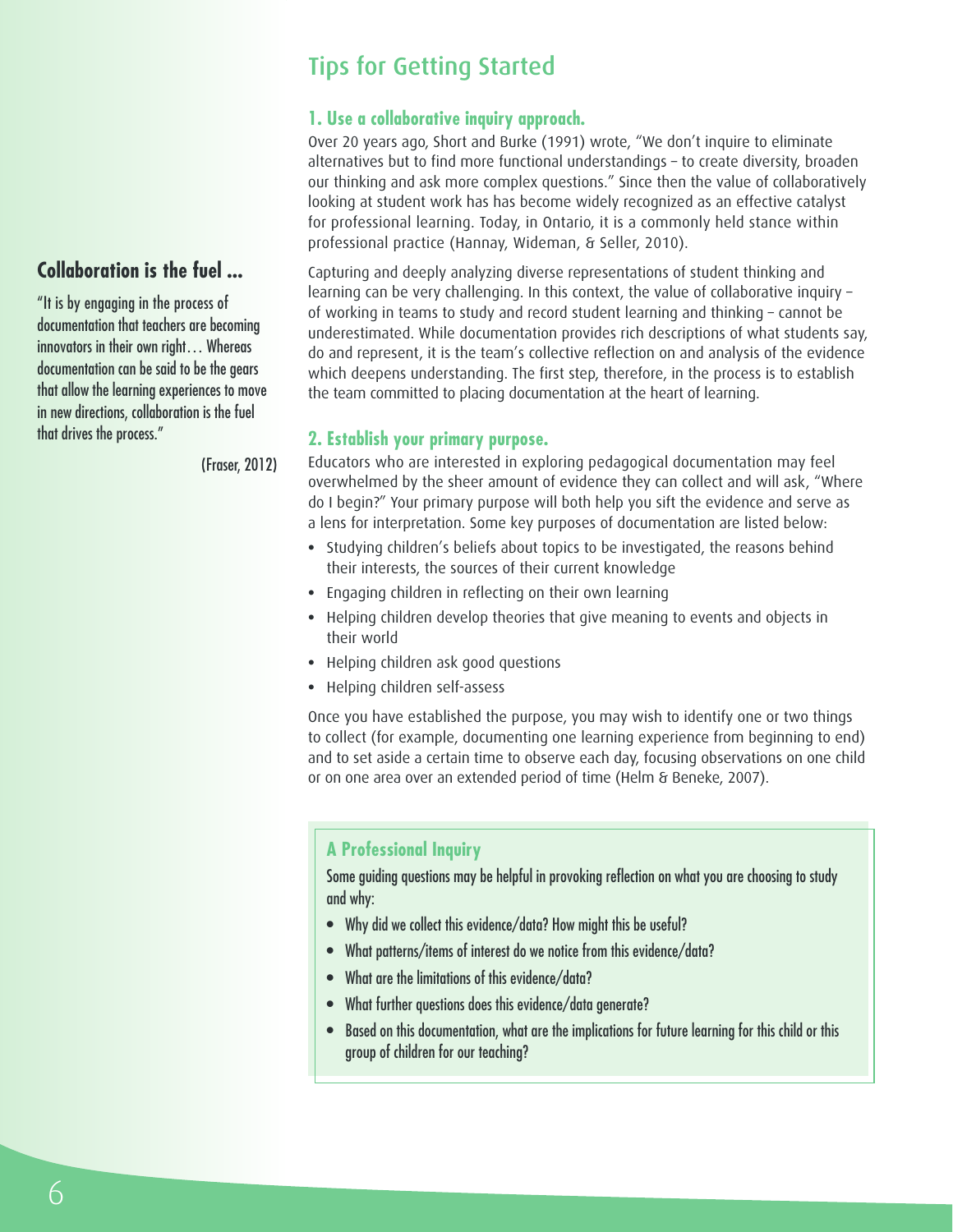## Tips for Getting Started

### 1. Use a collaborative inquiry approach.

Over 20 years ago, Short and Burke (1991) wrote, "We don't inquire to eliminate alternatives but to find more functional understandings – to create diversity, broaden our thinking and ask more complex questions." Since then the value of collaboratively looking at student work has has become widely recognized as an effective catalyst for professional learning. Today, in Ontario, it is a commonly held stance within professional practice (Hannay, Wideman, & Seller, 2010).

Capturing and deeply analyzing diverse representations of student thinking and learning can be very challenging. In this context, the value of collaborative inquiry – of working in teams to study and record student learning and thinking – cannot be underestimated. While documentation provides rich descriptions of what students say, do and represent, it is the team's collective reflection on and analysis of the evidence which deepens understanding. The first step, therefore, in the process is to establish the team committed to placing documentation at the heart of learning.

### Collaboration is the fuel ...

"It is by engaging in the process of documentation that teachers are becoming innovators in their own right… Whereas documentation can be said to be the gears that allow the learning experiences to move in new directions, collaboration is the fuel that drives the process."

(Fraser, 2012)

### 2. Establish your primary purpose.

Educators who are interested in exploring pedagogical documentation may feel overwhelmed by the sheer amount of evidence they can collect and will ask, "Where do I begin?" Your primary purpose will both help you sift the evidence and serve as a lens for interpretation. Some key purposes of documentation are listed below:

- Studying children's beliefs about topics to be investigated, the reasons behind their interests, the sources of their current knowledge
- Engaging children in reflecting on their own learning
- Helping children develop theories that give meaning to events and objects in their world
- Helping children ask good questions
- Helping children self-assess

Once you have established the purpose, you may wish to identify one or two things to collect (for example, documenting one learning experience from beginning to end) and to set aside a certain time to observe each day, focusing observations on one child or on one area over an extended period of time (Helm & Beneke, 2007).

### A Professional Inquiry

Some guiding questions may be helpful in provoking reflection on what you are choosing to study and why:

- Why did we collect this evidence/data? How might this be useful?
- What patterns/items of interest do we notice from this evidence/data?
- What are the limitations of this evidence/data?
- What further questions does this evidence/data generate?
- Based on this documentation, what are the implications for future learning for this child or this group of children for our teaching?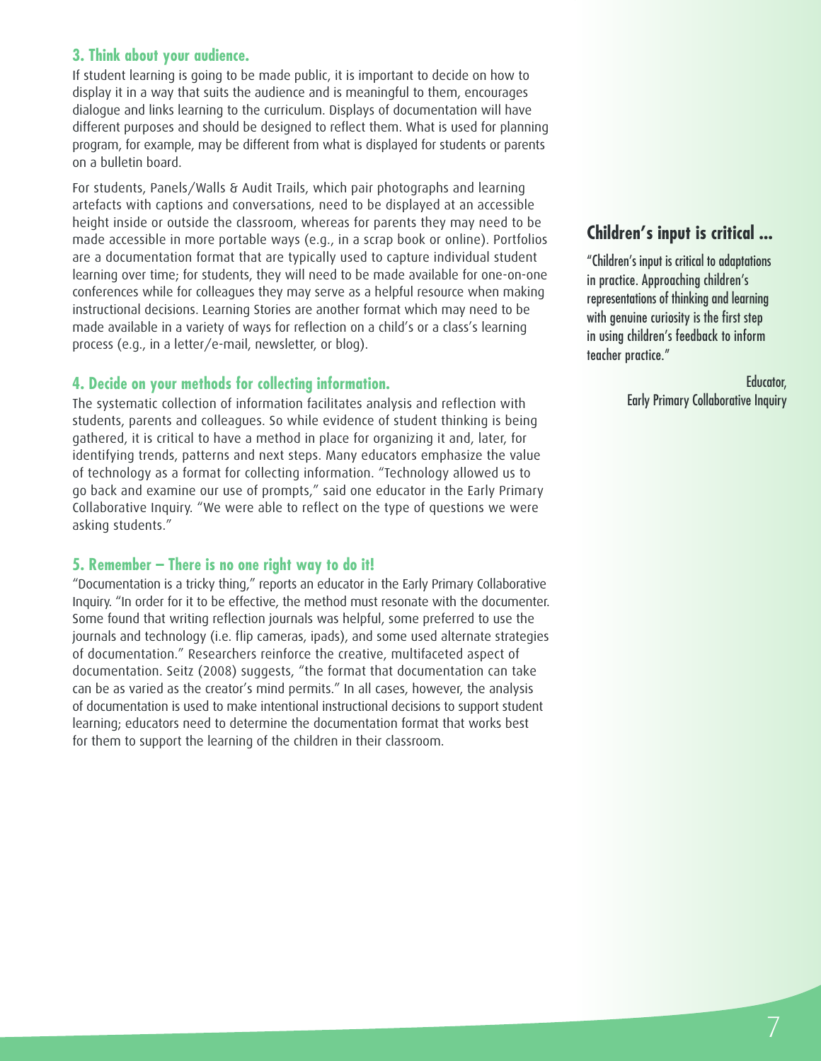### 3. Think about your audience.

If student learning is going to be made public, it is important to decide on how to display it in a way that suits the audience and is meaningful to them, encourages dialogue and links learning to the curriculum. Displays of documentation will have different purposes and should be designed to reflect them. What is used for planning program, for example, may be different from what is displayed for students or parents on a bulletin board.

For students, Panels/Walls & Audit Trails, which pair photographs and learning artefacts with captions and conversations, need to be displayed at an accessible height inside or outside the classroom, whereas for parents they may need to be made accessible in more portable ways (e.g., in a scrap book or online). Portfolios are a documentation format that are typically used to capture individual student learning over time; for students, they will need to be made available for one-on-one conferences while for colleagues they may serve as a helpful resource when making instructional decisions. Learning Stories are another format which may need to be made available in a variety of ways for reflection on a child's or a class's learning process (e.g., in a letter/e-mail, newsletter, or blog).

### 4. Decide on your methods for collecting information.

The systematic collection of information facilitates analysis and reflection with students, parents and colleagues. So while evidence of student thinking is being gathered, it is critical to have a method in place for organizing it and, later, for identifying trends, patterns and next steps. Many educators emphasize the value of technology as a format for collecting information. "Technology allowed us to go back and examine our use of prompts," said one educator in the Early Primary Collaborative Inquiry. "We were able to reflect on the type of questions we were asking students."

### 5. Remember – There is no one right way to do it!

"Documentation is a tricky thing," reports an educator in the Early Primary Collaborative Inquiry. "In order for it to be effective, the method must resonate with the documenter. Some found that writing reflection journals was helpful, some preferred to use the journals and technology (i.e. flip cameras, ipads), and some used alternate strategies of documentation." Researchers reinforce the creative, multifaceted aspect of documentation. Seitz (2008) suggests, "the format that documentation can take can be as varied as the creator's mind permits." In all cases, however, the analysis of documentation is used to make intentional instructional decisions to support student learning; educators need to determine the documentation format that works best for them to support the learning of the children in their classroom.

### Children's input is critical ...

"Children's input is critical to adaptations in practice. Approaching children's representations of thinking and learning with genuine curiosity is the first step in using children's feedback to inform teacher practice."

Educator,
Early Primary Collaborative Inquiry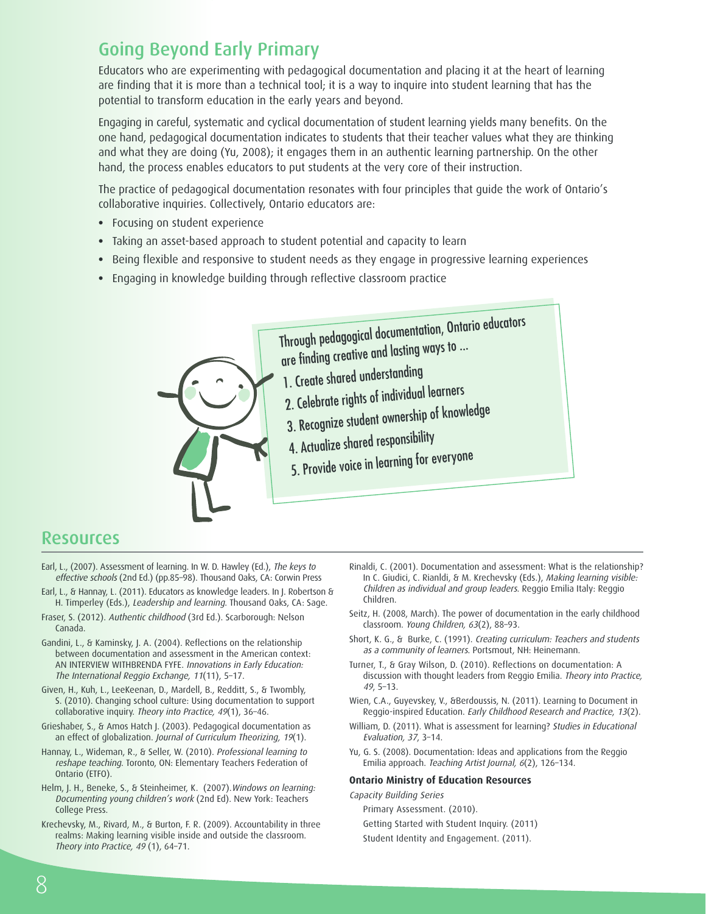## Going Beyond Early Primary

Educators who are experimenting with pedagogical documentation and placing it at the heart of learning are finding that it is more than a technical tool; it is a way to inquire into student learning that has the potential to transform education in the early years and beyond.

Engaging in careful, systematic and cyclical documentation of student learning yields many benefits. On the one hand, pedagogical documentation indicates to students that their teacher values what they are thinking and what they are doing (Yu, 2008); it engages them in an authentic learning partnership. On the other hand, the process enables educators to put students at the very core of their instruction.

The practice of pedagogical documentation resonates with four principles that guide the work of Ontario's collaborative inquiries. Collectively, Ontario educators are:

- Focusing on student experience
- Taking an asset-based approach to student potential and capacity to learn
- Being flexible and responsive to student needs as they engage in progressive learning experiences
- Engaging in knowledge building through reflective classroom practice

Through pedagogical documentation, Ontario educators are finding creative and lasting ways to ...

1. Create shared understanding
2. Celebrate rights of individual learners
3. Recognize student ownership of knowledge
4. Actualize shared responsibility
5. Provide voice in learning for everyone

## Resources

Earl, L., (2007). Assessment of learning. In W. D. Hawley (Ed.), *The keys to effective schools* (2nd Ed.) (pp.85–98). Thousand Oaks, CA: Corwin Press

Earl, L., & Hannay, L. (2011). Educators as knowledge leaders. In J. Robertson & H. Timperley (Eds.), *Leadership and learning*. Thousand Oaks, CA: Sage.

Fraser, S. (2012). *Authentic childhood* (3rd Ed.). Scarborough: Nelson Canada.

Gandini, L., & Kaminsky, J. A. (2004). Reflections on the relationship between documentation and assessment in the American context: AN INTERVIEW WITHBRENDA FYFE. *Innovations in Early Education: The International Reggio Exchange, 11*(11), 5–17.

Given, H., Kuh, L., LeeKeenan, D., Mardell, B., Redditt, S., & Twombly, S. (2010). Changing school culture: Using documentation to support collaborative inquiry. *Theory into Practice, 49*(1), 36–46.

Grieshaber, S., & Amos Hatch J. (2003). Pedagogical documentation as an effect of globalization. *Journal of Curriculum Theorizing, 19*(1).

Hannay, L., Wideman, R., & Seller, W. (2010). *Professional learning to reshape teaching*. Toronto, ON: Elementary Teachers Federation of Ontario (ETFO).

Helm, J. H., Beneke, S., & Steinheimer, K. (2007).*Windows on learning: Documenting young children's work* (2nd Ed). New York: Teachers College Press.

Krechevsky, M., Rivard, M., & Burton, F. R. (2009). Accountability in three realms: Making learning visible inside and outside the classroom. *Theory into Practice, 49* (1), 64–71.

Rinaldi, C. (2001). Documentation and assessment: What is the relationship? In C. Giudici, C. Rianldi, & M. Krechevsky (Eds.), *Making learning visible: Children as individual and group leaders*. Reggio Emilia Italy: Reggio Children.

Seitz, H. (2008, March). The power of documentation in the early childhood classroom. *Young Children, 63*(2), 88–93.

Short, K. G., & Burke, C. (1991). *Creating curriculum: Teachers and students as a community of learners*. Portsmout, NH: Heinemann.

Turner, T., & Gray Wilson, D. (2010). Reflections on documentation: A discussion with thought leaders from Reggio Emilia. *Theory into Practice, 49*, 5–13.

Wien, C.A., Guyevskey, V., &Berdoussis, N. (2011). Learning to Document in Reggio-inspired Education. *Early Childhood Research and Practice, 13*(2).

William, D. (2011). What is assessment for learning? *Studies in Educational Evaluation, 37*, 3–14.

Yu, G. S. (2008). Documentation: Ideas and applications from the Reggio Emilia approach. *Teaching Artist Journal, 6*(2), 126–134.

**Ontario Ministry of Education Resources**

*Capacity Building Series*

Primary Assessment. (2010).

Getting Started with Student Inquiry. (2011)

Student Identity and Engagement. (2011).